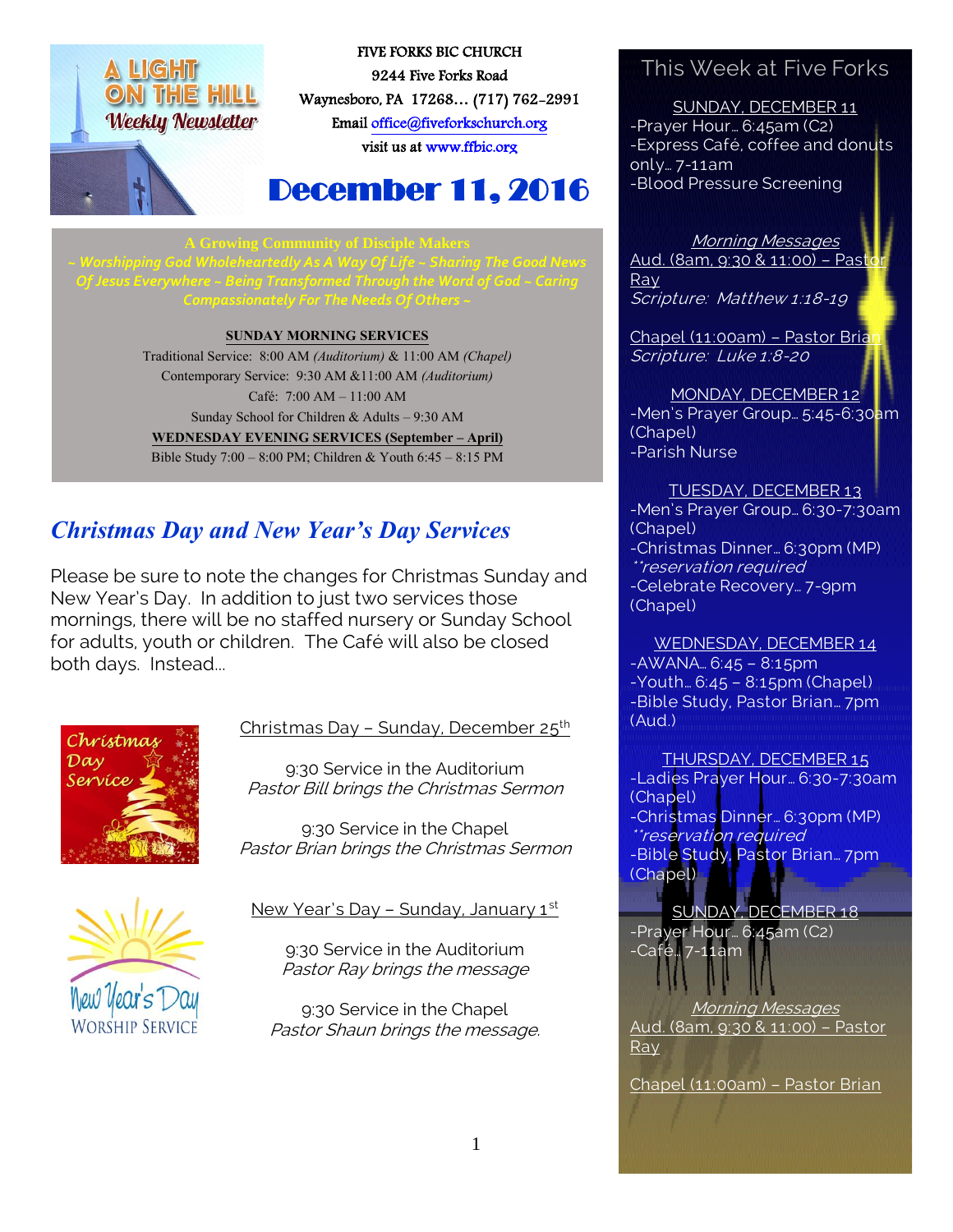A LIGHT ON THE HILL
Weekly Newsletter

FIVE FORKS BIC CHURCH
9244 Five Forks Road
Waynesboro, PA 17268… (717) 762-2991
Email office@fiveforkschurch.org
visit us at www.ffbic.org

# December 11, 2016

**A Growing Community of Disciple Makers**

*~ Worshipping God Wholeheartedly As A Way Of Life ~ Sharing The Good News Of Jesus Everywhere ~ Being Transformed Through the Word of God ~ Caring Compassionately For The Needs Of Others ~*

**SUNDAY MORNING SERVICES**

Traditional Service: 8:00 AM *(Auditorium)* & 11:00 AM *(Chapel)*
Contemporary Service: 9:30 AM &11:00 AM *(Auditorium)*
Café: 7:00 AM – 11:00 AM
Sunday School for Children & Adults – 9:30 AM

**WEDNESDAY EVENING SERVICES (September – April)**

Bible Study 7:00 – 8:00 PM; Children & Youth 6:45 – 8:15 PM

## *Christmas Day and New Year's Day Services*

Please be sure to note the changes for Christmas Sunday and New Year's Day. In addition to just two services those mornings, there will be no staffed nursery or Sunday School for adults, youth or children. The Café will also be closed both days. Instead…

Christmas Day – Sunday, December 25th

9:30 Service in the Auditorium
*Pastor Bill brings the Christmas Sermon*

9:30 Service in the Chapel
*Pastor Brian brings the Christmas Sermon*

New Year's Day – Sunday, January 1st

9:30 Service in the Auditorium
*Pastor Ray brings the message*

9:30 Service in the Chapel
*Pastor Shaun brings the message.*

## This Week at Five Forks

SUNDAY, DECEMBER 11
-Prayer Hour… 6:45am (C2)
-Express Café, coffee and donuts only… 7-11am
-Blood Pressure Screening

*Morning Messages*
Aud. (8am, 9:30 & 11:00) – Pastor Ray
*Scripture: Matthew 1:18-19*

Chapel (11:00am) – Pastor Brian
*Scripture: Luke 1:8-20*

MONDAY, DECEMBER 12
-Men's Prayer Group… 5:45-6:30am (Chapel)
-Parish Nurse

TUESDAY, DECEMBER 13
-Men's Prayer Group… 6:30-7:30am (Chapel)
-Christmas Dinner… 6:30pm (MP)
*\*\*reservation required*
-Celebrate Recovery… 7-9pm (Chapel)

WEDNESDAY, DECEMBER 14
-AWANA… 6:45 – 8:15pm
-Youth… 6:45 – 8:15pm (Chapel)
-Bible Study, Pastor Brian… 7pm (Aud.)

THURSDAY, DECEMBER 15
-Ladies Prayer Hour… 6:30-7:30am (Chapel)
-Christmas Dinner… 6:30pm (MP)
*\*\*reservation required*
-Bible Study, Pastor Brian… 7pm (Chapel)

SUNDAY, DECEMBER 18
-Prayer Hour… 6:45am (C2)
-Café… 7-11am

*Morning Messages*
Aud. (8am, 9:30 & 11:00) – Pastor Ray

Chapel (11:00am) – Pastor Brian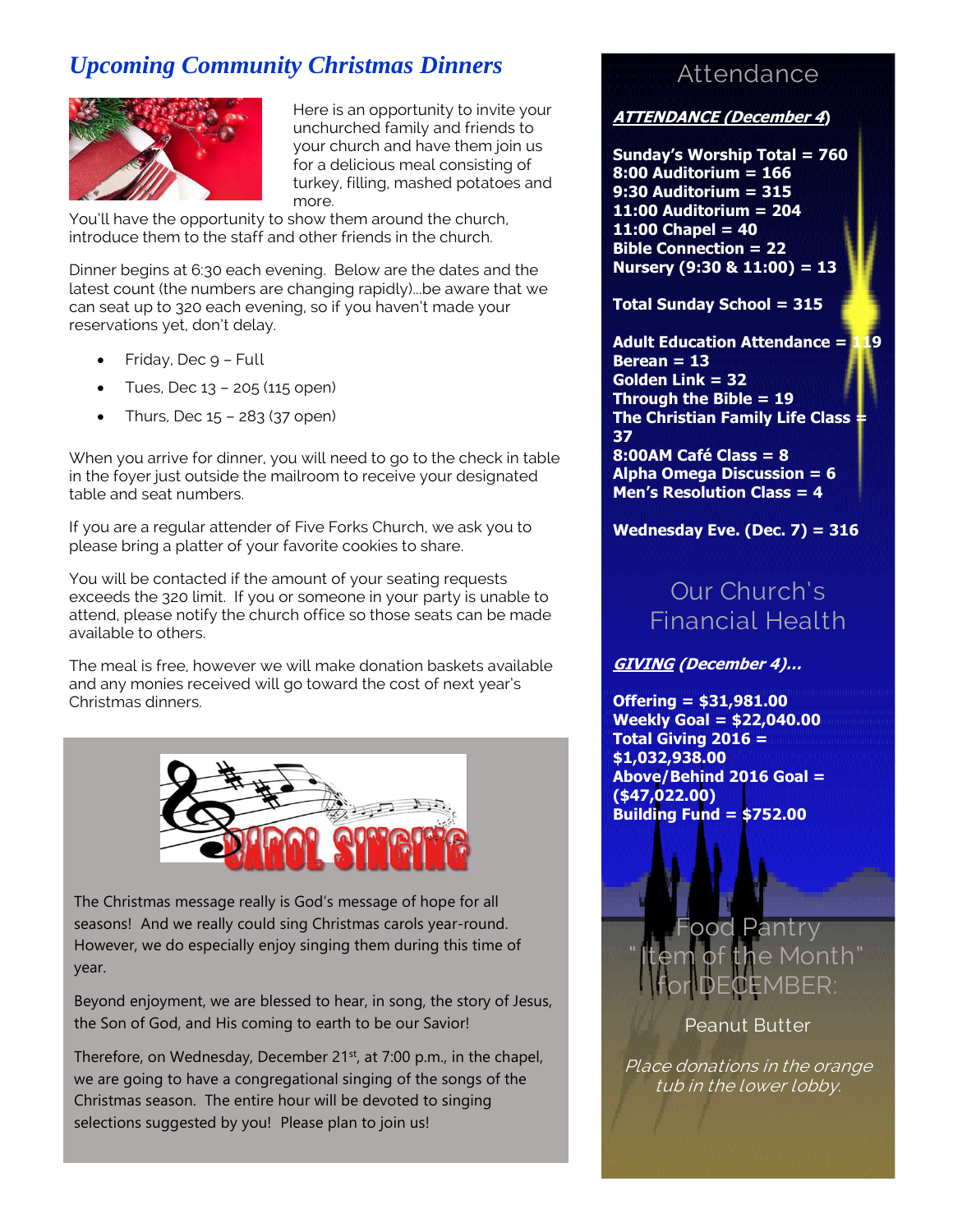## Upcoming Community Christmas Dinners

Here is an opportunity to invite your unchurched family and friends to your church and have them join us for a delicious meal consisting of turkey, filling, mashed potatoes and more.

You'll have the opportunity to show them around the church, introduce them to the staff and other friends in the church.

Dinner begins at 6:30 each evening. Below are the dates and the latest count (the numbers are changing rapidly)...be aware that we can seat up to 320 each evening, so if you haven't made your reservations yet, don't delay.

- Friday, Dec 9 – Full
- Tues, Dec 13 – 205 (115 open)
- Thurs, Dec 15 – 283 (37 open)

When you arrive for dinner, you will need to go to the check in table in the foyer just outside the mailroom to receive your designated table and seat numbers.

If you are a regular attender of Five Forks Church, we ask you to please bring a platter of your favorite cookies to share.

You will be contacted if the amount of your seating requests exceeds the 320 limit. If you or someone in your party is unable to attend, please notify the church office so those seats can be made available to others.

The meal is free, however we will make donation baskets available and any monies received will go toward the cost of next year's Christmas dinners.

## Carol Singing

The Christmas message really is God's message of hope for all seasons! And we really could sing Christmas carols year-round. However, we do especially enjoy singing them during this time of year.

Beyond enjoyment, we are blessed to hear, in song, the story of Jesus, the Son of God, and His coming to earth to be our Savior!

Therefore, on Wednesday, December 21st, at 7:00 p.m., in the chapel, we are going to have a congregational singing of the songs of the Christmas season. The entire hour will be devoted to singing selections suggested by you! Please plan to join us!

## Attendance

***ATTENDANCE (December 4)***

**Sunday's Worship Total = 760**
**8:00 Auditorium = 166**
**9:30 Auditorium = 315**
**11:00 Auditorium = 204**
**11:00 Chapel = 40**
**Bible Connection = 22**
**Nursery (9:30 & 11:00) = 13**

**Total Sunday School = 315**

**Adult Education Attendance = 119**
**Berean = 13**
**Golden Link = 32**
**Through the Bible = 19**
**The Christian Family Life Class = 37**
**8:00AM Café Class = 8**
**Alpha Omega Discussion = 6**
**Men's Resolution Class = 4**

**Wednesday Eve. (Dec. 7) = 316**

## Our Church's Financial Health

***GIVING (December 4)...***

**Offering = $31,981.00**
**Weekly Goal = $22,040.00**
**Total Giving 2016 = $1,032,938.00**
**Above/Behind 2016 Goal = ($47,022.00)**
**Building Fund = $752.00**

## Food Pantry "Item of the Month" for DECEMBER:

Peanut Butter

*Place donations in the orange tub in the lower lobby.*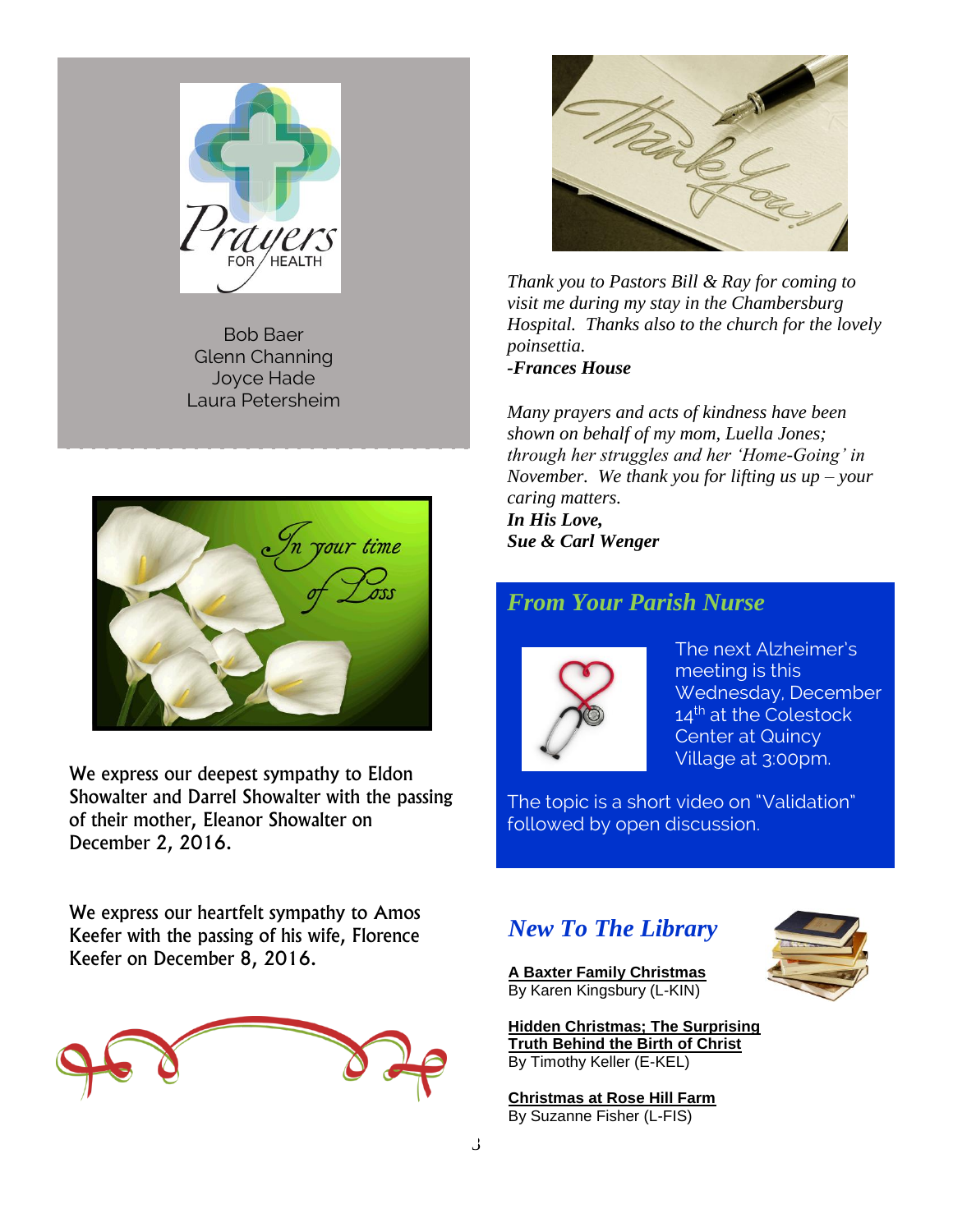Prayers FOR HEALTH

Bob Baer
Glenn Channing
Joyce Hade
Laura Petersheim

In your time of Loss

We express our deepest sympathy to Eldon Showalter and Darrel Showalter with the passing of their mother, Eleanor Showalter on December 2, 2016.

We express our heartfelt sympathy to Amos Keefer with the passing of his wife, Florence Keefer on December 8, 2016.

*Thank you to Pastors Bill & Ray for coming to visit me during my stay in the Chambersburg Hospital. Thanks also to the church for the lovely poinsettia.*
***-Frances House***

*Many prayers and acts of kindness have been shown on behalf of my mom, Luella Jones; through her struggles and her 'Home-Going' in November. We thank you for lifting us up – your caring matters.*
***In His Love,***
***Sue & Carl Wenger***

## *From Your Parish Nurse*

The next Alzheimer's meeting is this Wednesday, December 14th at the Colestock Center at Quincy Village at 3:00pm.

The topic is a short video on "Validation" followed by open discussion.

## *New To The Library*

**A Baxter Family Christmas**
By Karen Kingsbury (L-KIN)

**Hidden Christmas; The Surprising Truth Behind the Birth of Christ**
By Timothy Keller (E-KEL)

**Christmas at Rose Hill Farm**
By Suzanne Fisher (L-FIS)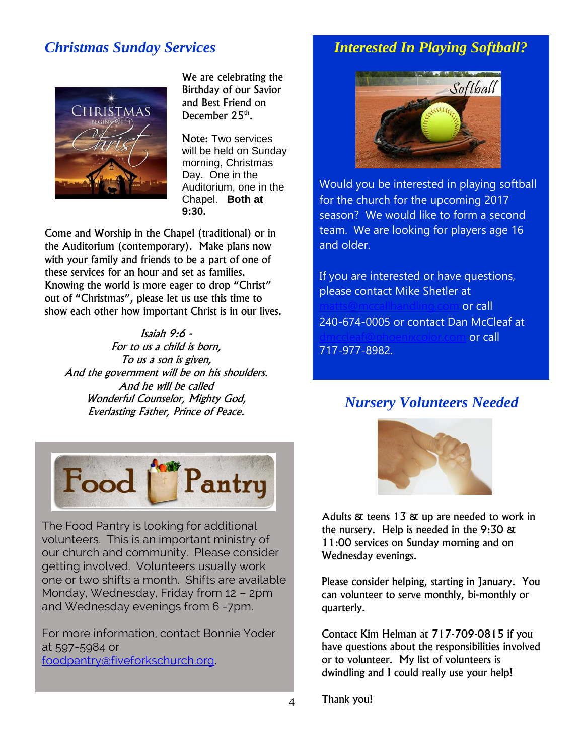## *Christmas Sunday Services*

We are celebrating the Birthday of our Savior and Best Friend on December 25th.

Note: Two services will be held on Sunday morning, Christmas Day. One in the Auditorium, one in the Chapel. **Both at 9:30.**

Come and Worship in the Chapel (traditional) or in the Auditorium (contemporary). Make plans now with your family and friends to be a part of one of these services for an hour and set as families. Knowing the world is more eager to drop "Christ" out of "Christmas", please let us use this time to show each other how important Christ is in our lives.

*Isaiah 9:6 -*
*For to us a child is born,*
*To us a son is given,*
*And the government will be on his shoulders.*
*And he will be called*
*Wonderful Counselor, Mighty God,*
*Everlasting Father, Prince of Peace.*

## Food Pantry

The Food Pantry is looking for additional volunteers. This is an important ministry of our church and community. Please consider getting involved. Volunteers usually work one or two shifts a month. Shifts are available Monday, Wednesday, Friday from 12 – 2pm and Wednesday evenings from 6 -7pm.

For more information, contact Bonnie Yoder at 597-5984 or foodpantry@fiveforkschurch.org.

## *Interested In Playing Softball?*

Would you be interested in playing softball for the church for the upcoming 2017 season? We would like to form a second team. We are looking for players age 16 and older.

If you are interested or have questions, please contact Mike Shetler at matts@mccallhandling.com or call 240-674-0005 or contact Dan McCleaf at dmccleaf@phoenixcolor.com or call 717-977-8982.

## *Nursery Volunteers Needed*

Adults & teens 13 & up are needed to work in the nursery. Help is needed in the 9:30 & 11:00 services on Sunday morning and on Wednesday evenings.

Please consider helping, starting in January. You can volunteer to serve monthly, bi-monthly or quarterly.

Contact Kim Helman at 717-709-0815 if you have questions about the responsibilities involved or to volunteer. My list of volunteers is dwindling and I could really use your help!

Thank you!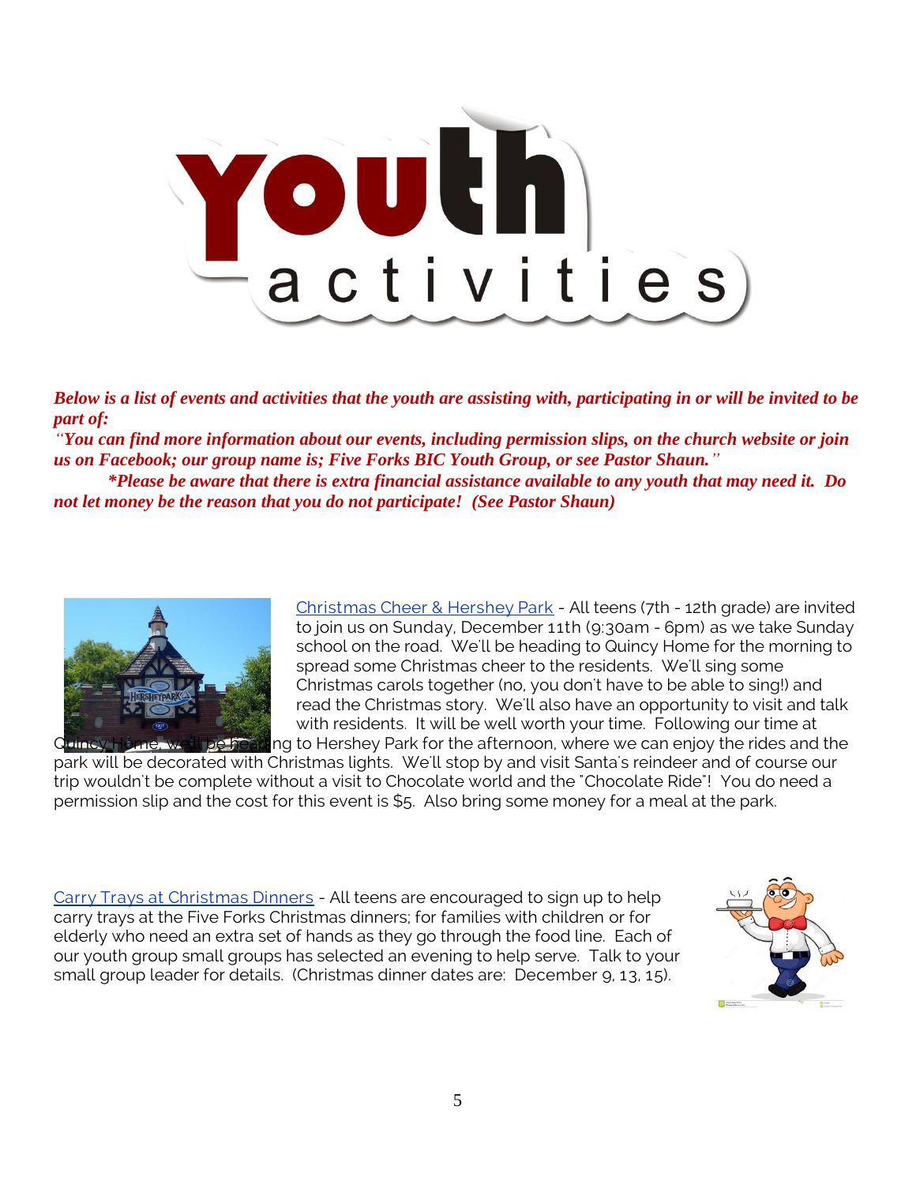# Youth activities

***Below is a list of events and activities that the youth are assisting with, participating in or will be invited to be part of:***

***"You can find more information about our events, including permission slips, on the church website or join us on Facebook; our group name is; Five Forks BIC Youth Group, or see Pastor Shaun."***

***\*Please be aware that there is extra financial assistance available to any youth that may need it. Do not let money be the reason that you do not participate! (See Pastor Shaun)***

Christmas Cheer & Hershey Park - All teens (7th - 12th grade) are invited to join us on Sunday, December 11th (9:30am - 6pm) as we take Sunday school on the road. We'll be heading to Quincy Home for the morning to spread some Christmas cheer to the residents. We'll sing some Christmas carols together (no, you don't have to be able to sing!) and read the Christmas story. We'll also have an opportunity to visit and talk with residents. It will be well worth your time. Following our time at Quincy Home, we'll be heading to Hershey Park for the afternoon, where we can enjoy the rides and the park will be decorated with Christmas lights. We'll stop by and visit Santa's reindeer and of course our trip wouldn't be complete without a visit to Chocolate world and the "Chocolate Ride"! You do need a permission slip and the cost for this event is $5. Also bring some money for a meal at the park.

Carry Trays at Christmas Dinners - All teens are encouraged to sign up to help carry trays at the Five Forks Christmas dinners; for families with children or for elderly who need an extra set of hands as they go through the food line. Each of our youth group small groups has selected an evening to help serve. Talk to your small group leader for details. (Christmas dinner dates are: December 9, 13, 15).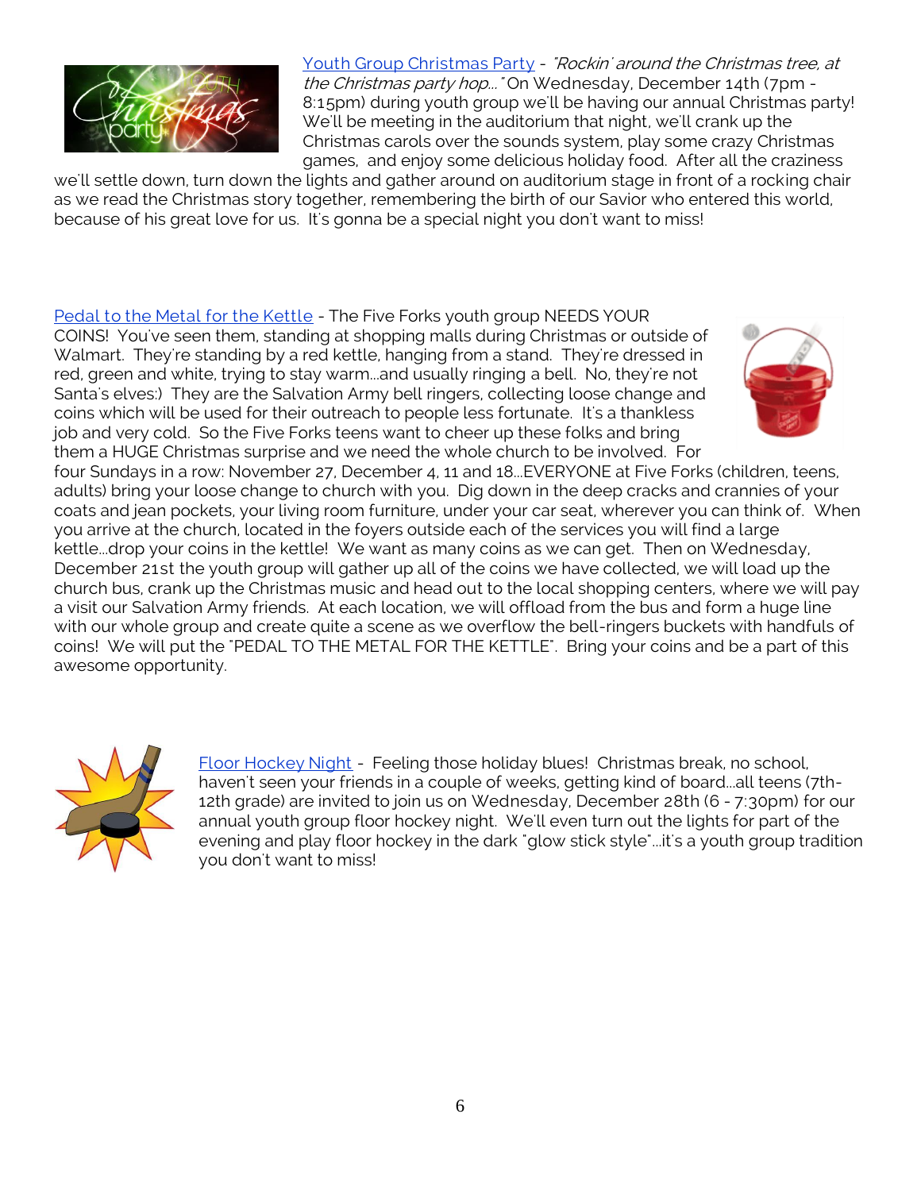Youth Group Christmas Party - *"Rockin' around the Christmas tree, at the Christmas party hop…"* On Wednesday, December 14th (7pm - 8:15pm) during youth group we'll be having our annual Christmas party! We'll be meeting in the auditorium that night, we'll crank up the Christmas carols over the sounds system, play some crazy Christmas games, and enjoy some delicious holiday food. After all the craziness we'll settle down, turn down the lights and gather around on auditorium stage in front of a rocking chair as we read the Christmas story together, remembering the birth of our Savior who entered this world, because of his great love for us. It's gonna be a special night you don't want to miss!

Pedal to the Metal for the Kettle - The Five Forks youth group NEEDS YOUR COINS! You've seen them, standing at shopping malls during Christmas or outside of Walmart. They're standing by a red kettle, hanging from a stand. They're dressed in red, green and white, trying to stay warm…and usually ringing a bell. No, they're not Santa's elves:) They are the Salvation Army bell ringers, collecting loose change and coins which will be used for their outreach to people less fortunate. It's a thankless job and very cold. So the Five Forks teens want to cheer up these folks and bring them a HUGE Christmas surprise and we need the whole church to be involved. For four Sundays in a row: November 27, December 4, 11 and 18…EVERYONE at Five Forks (children, teens, adults) bring your loose change to church with you. Dig down in the deep cracks and crannies of your coats and jean pockets, your living room furniture, under your car seat, wherever you can think of. When you arrive at the church, located in the foyers outside each of the services you will find a large kettle…drop your coins in the kettle! We want as many coins as we can get. Then on Wednesday, December 21st the youth group will gather up all of the coins we have collected, we will load up the church bus, crank up the Christmas music and head out to the local shopping centers, where we will pay a visit our Salvation Army friends. At each location, we will offload from the bus and form a huge line with our whole group and create quite a scene as we overflow the bell-ringers buckets with handfuls of coins! We will put the "PEDAL TO THE METAL FOR THE KETTLE". Bring your coins and be a part of this awesome opportunity.

Floor Hockey Night - Feeling those holiday blues! Christmas break, no school, haven't seen your friends in a couple of weeks, getting kind of board…all teens (7th-12th grade) are invited to join us on Wednesday, December 28th (6 - 7:30pm) for our annual youth group floor hockey night. We'll even turn out the lights for part of the evening and play floor hockey in the dark "glow stick style"…it's a youth group tradition you don't want to miss!